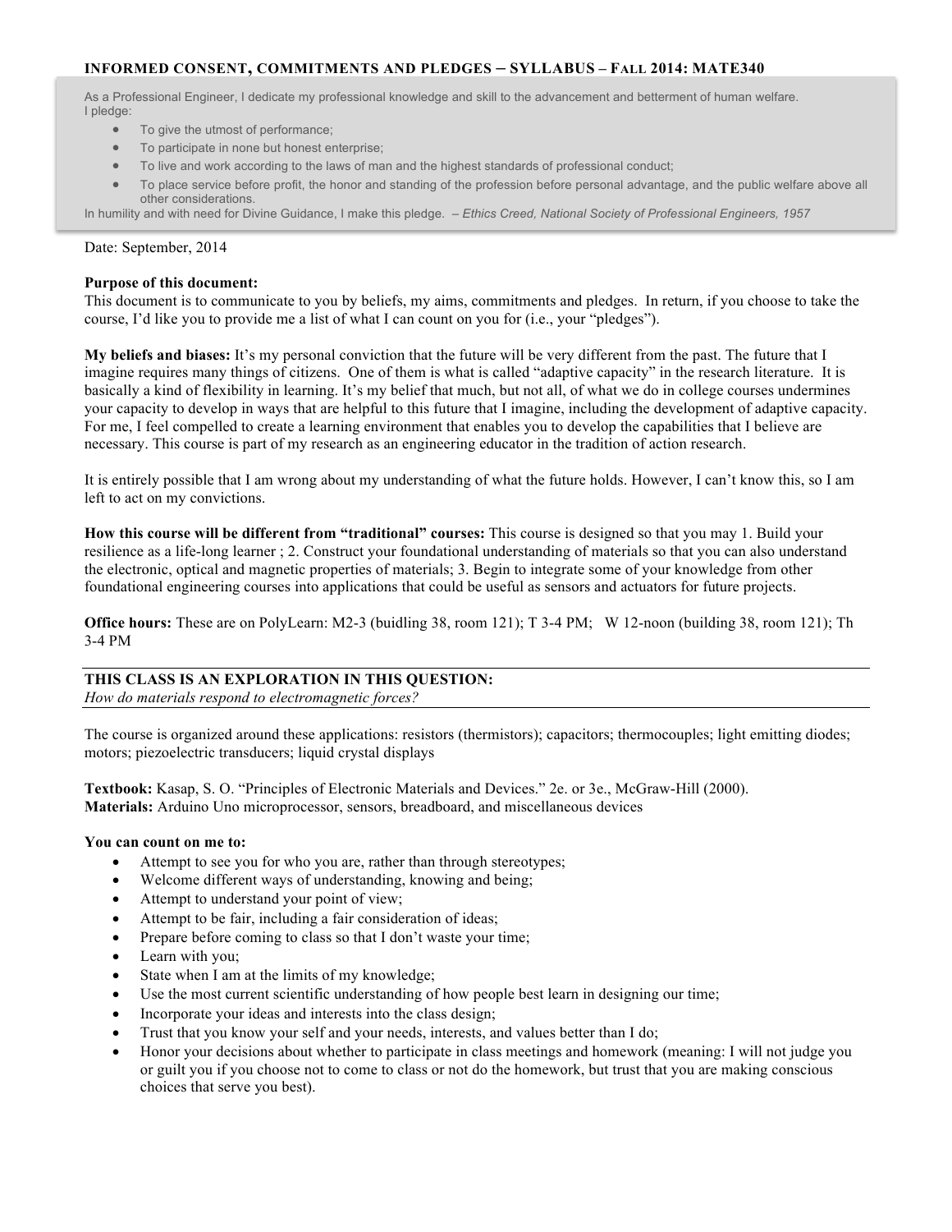# INFORMED CONSENT, COMMITMENTS AND PLEDGES – SYLLABUS – FALL 2014: MATE340

> As a Professional Engineer, I dedicate my professional knowledge and skill to the advancement and betterment of human welfare.
> I pledge:
>
> - To give the utmost of performance;
> - To participate in none but honest enterprise;
> - To live and work according to the laws of man and the highest standards of professional conduct;
> - To place service before profit, the honor and standing of the profession before personal advantage, and the public welfare above all other considerations.
>
> In humility and with need for Divine Guidance, I make this pledge. – *Ethics Creed, National Society of Professional Engineers, 1957*

Date: September, 2014

**Purpose of this document:**
This document is to communicate to you by beliefs, my aims, commitments and pledges. In return, if you choose to take the course, I'd like you to provide me a list of what I can count on you for (i.e., your "pledges").

**My beliefs and biases:** It's my personal conviction that the future will be very different from the past. The future that I imagine requires many things of citizens. One of them is what is called "adaptive capacity" in the research literature. It is basically a kind of flexibility in learning. It's my belief that much, but not all, of what we do in college courses undermines your capacity to develop in ways that are helpful to this future that I imagine, including the development of adaptive capacity. For me, I feel compelled to create a learning environment that enables you to develop the capabilities that I believe are necessary. This course is part of my research as an engineering educator in the tradition of action research.

It is entirely possible that I am wrong about my understanding of what the future holds. However, I can't know this, so I am left to act on my convictions.

**How this course will be different from "traditional" courses:** This course is designed so that you may 1. Build your resilience as a life-long learner ; 2. Construct your foundational understanding of materials so that you can also understand the electronic, optical and magnetic properties of materials; 3. Begin to integrate some of your knowledge from other foundational engineering courses into applications that could be useful as sensors and actuators for future projects.

**Office hours:** These are on PolyLearn: M2-3 (buidling 38, room 121); T 3-4 PM; W 12-noon (building 38, room 121); Th 3-4 PM

---

**THIS CLASS IS AN EXPLORATION IN THIS QUESTION:**
*How do materials respond to electromagnetic forces?*

---

The course is organized around these applications: resistors (thermistors); capacitors; thermocouples; light emitting diodes; motors; piezoelectric transducers; liquid crystal displays

**Textbook:** Kasap, S. O. "Principles of Electronic Materials and Devices." 2e. or 3e., McGraw-Hill (2000).
**Materials:** Arduino Uno microprocessor, sensors, breadboard, and miscellaneous devices

**You can count on me to:**

- Attempt to see you for who you are, rather than through stereotypes;
- Welcome different ways of understanding, knowing and being;
- Attempt to understand your point of view;
- Attempt to be fair, including a fair consideration of ideas;
- Prepare before coming to class so that I don't waste your time;
- Learn with you;
- State when I am at the limits of my knowledge;
- Use the most current scientific understanding of how people best learn in designing our time;
- Incorporate your ideas and interests into the class design;
- Trust that you know your self and your needs, interests, and values better than I do;
- Honor your decisions about whether to participate in class meetings and homework (meaning: I will not judge you or guilt you if you choose not to come to class or not do the homework, but trust that you are making conscious choices that serve you best).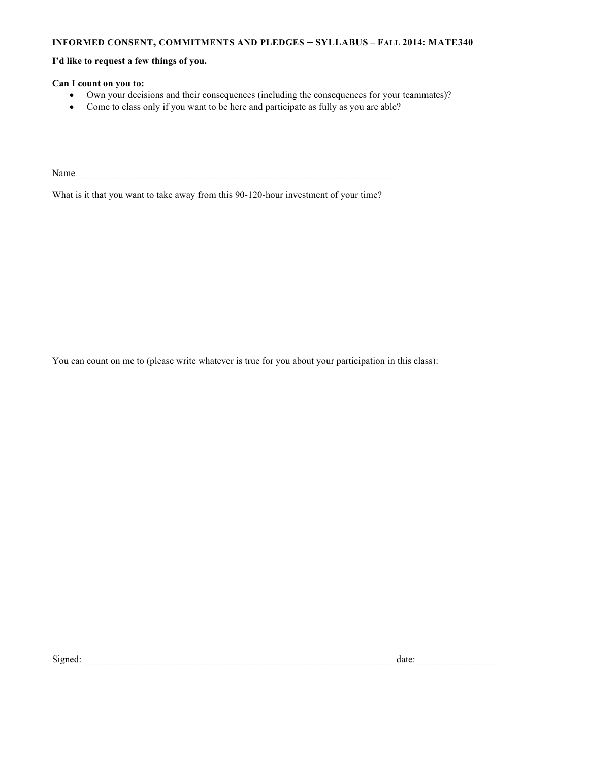**INFORMED CONSENT, COMMITMENTS AND PLEDGES – SYLLABUS – FALL 2014: MATE340**

**I'd like to request a few things of you.**

**Can I count on you to:**

- Own your decisions and their consequences (including the consequences for your teammates)?
- Come to class only if you want to be here and participate as fully as you are able?

Name ___________________________________________________________________

What is it that you want to take away from this 90-120-hour investment of your time?

You can count on me to (please write whatever is true for you about your participation in this class):

Signed: ___________________________________________________________________date: ________________